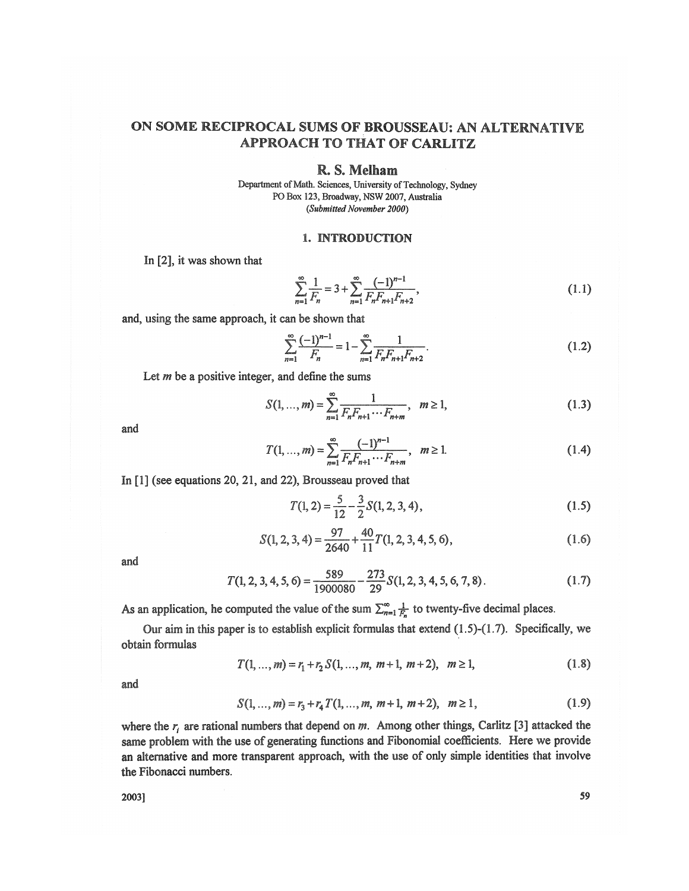# ON SOME RECIPROCAL SUMS OF BROUSSEAU: AN ALTERNATIVE APPROACH TO THAT OF CARLITZ

**R. S. Melham**

Department of Math. Sciences, University of Technology, Sydney
PO Box 123, Broadway, NSW 2007, Australia
*(Submitted November 2000)*

## 1. INTRODUCTION

In [2], it was shown that

$$\sum_{n=1}^{\infty} \frac{1}{F_n} = 3 + \sum_{n=1}^{\infty} \frac{(-1)^{n-1}}{F_n F_{n+1} F_{n+2}}, \tag{1.1}$$

and, using the same approach, it can be shown that

$$\sum_{n=1}^{\infty} \frac{(-1)^{n-1}}{F_n} = 1 - \sum_{n=1}^{\infty} \frac{1}{F_n F_{n+1} F_{n+2}}. \tag{1.2}$$

Let $m$ be a positive integer, and define the sums

$$S(1, \ldots, m) = \sum_{n=1}^{\infty} \frac{1}{F_n F_{n+1} \cdots F_{n+m}}, \quad m \geq 1, \tag{1.3}$$

and

$$T(1, \ldots, m) = \sum_{n=1}^{\infty} \frac{(-1)^{n-1}}{F_n F_{n+1} \cdots F_{n+m}}, \quad m \geq 1. \tag{1.4}$$

In [1] (see equations 20, 21, and 22), Brousseau proved that

$$T(1, 2) = \frac{5}{12} - \frac{3}{2} S(1, 2, 3, 4), \tag{1.5}$$

$$S(1, 2, 3, 4) = \frac{97}{2640} + \frac{40}{11} T(1, 2, 3, 4, 5, 6), \tag{1.6}$$

and

$$T(1, 2, 3, 4, 5, 6) = \frac{589}{1900080} - \frac{273}{29} S(1, 2, 3, 4, 5, 6, 7, 8). \tag{1.7}$$

As an application, he computed the value of the sum $\sum_{n=1}^{\infty} \frac{1}{F_n}$ to twenty-five decimal places.

Our aim in this paper is to establish explicit formulas that extend (1.5)-(1.7). Specifically, we obtain formulas

$$T(1, \ldots, m) = r_1 + r_2 S(1, \ldots, m, m+1, m+2), \quad m \geq 1, \tag{1.8}$$

and

$$S(1, \ldots, m) = r_3 + r_4 T(1, \ldots, m, m+1, m+2), \quad m \geq 1, \tag{1.9}$$

where the $r_i$ are rational numbers that depend on $m$. Among other things, Carlitz [3] attacked the same problem with the use of generating functions and Fibonomial coefficients. Here we provide an alternative and more transparent approach, with the use of only simple identities that involve the Fibonacci numbers.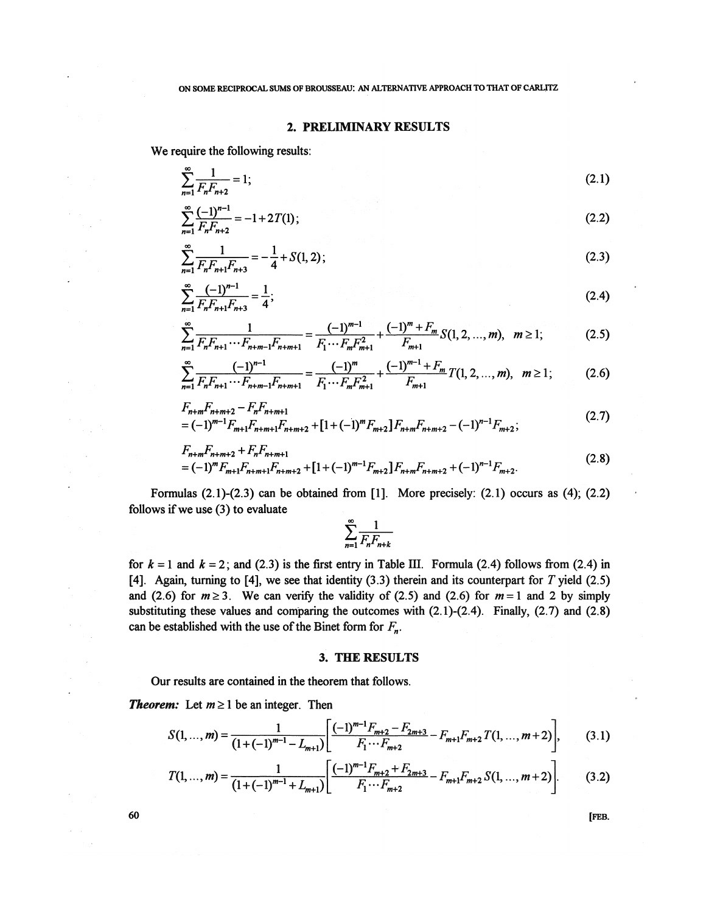## 2. PRELIMINARY RESULTS

We require the following results:

$$\sum_{n=1}^{\infty} \frac{1}{F_n F_{n+2}} = 1; \tag{2.1}$$

$$\sum_{n=1}^{\infty} \frac{(-1)^{n-1}}{F_n F_{n+2}} = -1 + 2T(1); \tag{2.2}$$

$$\sum_{n=1}^{\infty} \frac{1}{F_n F_{n+1} F_{n+3}} = -\frac{1}{4} + S(1, 2); \tag{2.3}$$

$$\sum_{n=1}^{\infty} \frac{(-1)^{n-1}}{F_n F_{n+1} F_{n+3}} = \frac{1}{4}; \tag{2.4}$$

$$\sum_{n=1}^{\infty} \frac{1}{F_n F_{n+1} \cdots F_{n+m-1} F_{n+m+1}} = \frac{(-1)^{m-1}}{F_1 \cdots F_m F_{m+1}^2} + \frac{(-1)^m + F_m}{F_{m+1}} S(1, 2, \ldots, m), \quad m \geq 1; \tag{2.5}$$

$$\sum_{n=1}^{\infty} \frac{(-1)^{n-1}}{F_n F_{n+1} \cdots F_{n+m-1} F_{n+m+1}} = \frac{(-1)^m}{F_1 \cdots F_m F_{m+1}^2} + \frac{(-1)^{m-1} + F_m}{F_{m+1}} T(1, 2, \ldots, m), \quad m \geq 1; \tag{2.6}$$

$$\begin{aligned} &F_{n+m} F_{n+m+2} - F_n F_{n+m+1} \\ &= (-1)^{m-1} F_{m+1} F_{n+m+1} F_{n+m+2} + [1 + (-1)^m F_{m+2}] F_{n+m} F_{n+m+2} - (-1)^{n-1} F_{m+2}; \end{aligned} \tag{2.7}$$

$$\begin{aligned} &F_{n+m} F_{n+m+2} + F_n F_{n+m+1} \\ &= (-1)^m F_{m+1} F_{n+m+1} F_{n+m+2} + [1 + (-1)^{m-1} F_{m+2}] F_{n+m} F_{n+m+2} + (-1)^{n-1} F_{m+2}. \end{aligned} \tag{2.8}$$

Formulas (2.1)-(2.3) can be obtained from [1]. More precisely: (2.1) occurs as (4); (2.2) follows if we use (3) to evaluate

$$\sum_{n=1}^{\infty} \frac{1}{F_n F_{n+k}}$$

for $k = 1$ and $k = 2$; and (2.3) is the first entry in Table III. Formula (2.4) follows from (2.4) in [4]. Again, turning to [4], we see that identity (3.3) therein and its counterpart for $T$ yield (2.5) and (2.6) for $m \geq 3$. We can verify the validity of (2.5) and (2.6) for $m = 1$ and 2 by simply substituting these values and comparing the outcomes with (2.1)-(2.4). Finally, (2.7) and (2.8) can be established with the use of the Binet form for $F_n$.

## 3. THE RESULTS

Our results are contained in the theorem that follows.

***Theorem:*** Let $m \geq 1$ be an integer. Then

$$S(1, \ldots, m) = \frac{1}{(1 + (-1)^{m-1} - L_{m+1})} \left[ \frac{(-1)^{m-1} F_{m+2} - F_{2m+3}}{F_1 \cdots F_{m+2}} - F_{m+1} F_{m+2} T(1, \ldots, m+2) \right], \tag{3.1}$$

$$T(1, \ldots, m) = \frac{1}{(1 + (-1)^{m-1} + L_{m+1})} \left[ \frac{(-1)^{m-1} F_{m+2} + F_{2m+3}}{F_1 \cdots F_{m+2}} - F_{m+1} F_{m+2} S(1, \ldots, m+2) \right]. \tag{3.2}$$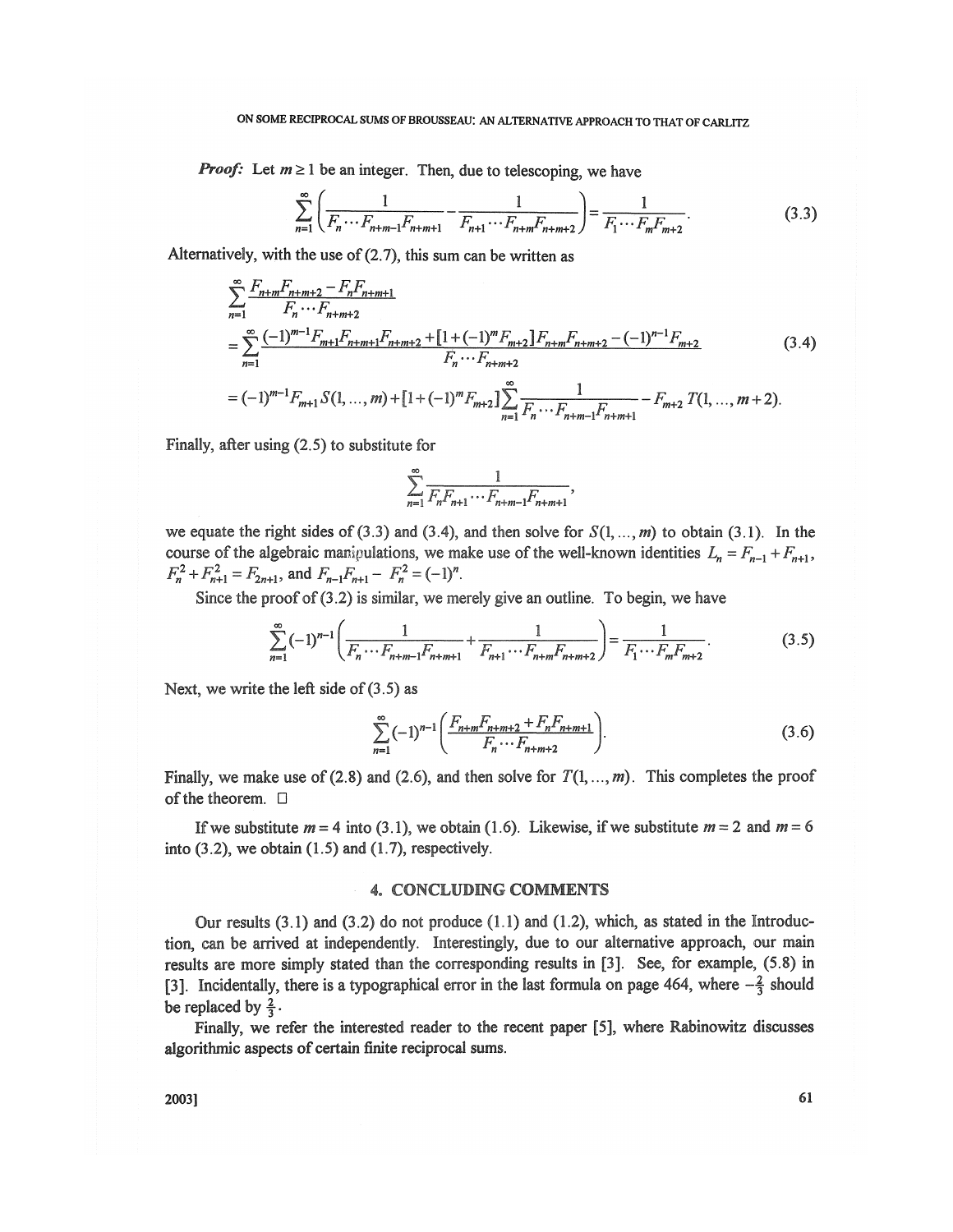***Proof:*** Let $m \geq 1$ be an integer. Then, due to telescoping, we have

$$\sum_{n=1}^{\infty}\left(\frac{1}{F_n \cdots F_{n+m-1}F_{n+m+1}} - \frac{1}{F_{n+1} \cdots F_{n+m}F_{n+m+2}}\right) = \frac{1}{F_1 \cdots F_m F_{m+2}}. \tag{3.3}$$

Alternatively, with the use of (2.7), this sum can be written as

$$\begin{aligned}
&\sum_{n=1}^{\infty} \frac{F_{n+m}F_{n+m+2} - F_n F_{n+m+1}}{F_n \cdots F_{n+m+2}} \\
&= \sum_{n=1}^{\infty} \frac{(-1)^{m-1}F_{m+1}F_{n+m+1}F_{n+m+2} + [1+(-1)^m F_{m+2}]F_{n+m}F_{n+m+2} - (-1)^{n-1}F_{m+2}}{F_n \cdots F_{n+m+2}} \\
&= (-1)^{m-1}F_{m+1}S(1,\dots,m) + [1+(-1)^m F_{m+2}]\sum_{n=1}^{\infty}\frac{1}{F_n \cdots F_{n+m-1}F_{n+m+1}} - F_{m+2}\,T(1,\dots,m+2).
\end{aligned} \tag{3.4}$$

Finally, after using (2.5) to substitute for

$$\sum_{n=1}^{\infty} \frac{1}{F_n F_{n+1} \cdots F_{n+m-1} F_{n+m+1}},$$

we equate the right sides of (3.3) and (3.4), and then solve for $S(1,\dots,m)$ to obtain (3.1). In the course of the algebraic manipulations, we make use of the well-known identities $L_n = F_{n-1} + F_{n+1}$, $F_n^2 + F_{n+1}^2 = F_{2n+1}$, and $F_{n-1}F_{n+1} - F_n^2 = (-1)^n$.

Since the proof of (3.2) is similar, we merely give an outline. To begin, we have

$$\sum_{n=1}^{\infty}(-1)^{n-1}\left(\frac{1}{F_n \cdots F_{n+m-1}F_{n+m+1}} + \frac{1}{F_{n+1} \cdots F_{n+m}F_{n+m+2}}\right) = \frac{1}{F_1 \cdots F_m F_{m+2}}. \tag{3.5}$$

Next, we write the left side of (3.5) as

$$\sum_{n=1}^{\infty}(-1)^{n-1}\left(\frac{F_{n+m}F_{n+m+2} + F_n F_{n+m+1}}{F_n \cdots F_{n+m+2}}\right). \tag{3.6}$$

Finally, we make use of (2.8) and (2.6), and then solve for $T(1,\dots,m)$. This completes the proof of the theorem. □

If we substitute $m = 4$ into (3.1), we obtain (1.6). Likewise, if we substitute $m = 2$ and $m = 6$ into (3.2), we obtain (1.5) and (1.7), respectively.

## 4. CONCLUDING COMMENTS

Our results (3.1) and (3.2) do not produce (1.1) and (1.2), which, as stated in the Introduction, can be arrived at independently. Interestingly, due to our alternative approach, our main results are more simply stated than the corresponding results in [3]. See, for example, (5.8) in [3]. Incidentally, there is a typographical error in the last formula on page 464, where $-\frac{2}{3}$ should be replaced by $\frac{2}{3}$.

Finally, we refer the interested reader to the recent paper [5], where Rabinowitz discusses algorithmic aspects of certain finite reciprocal sums.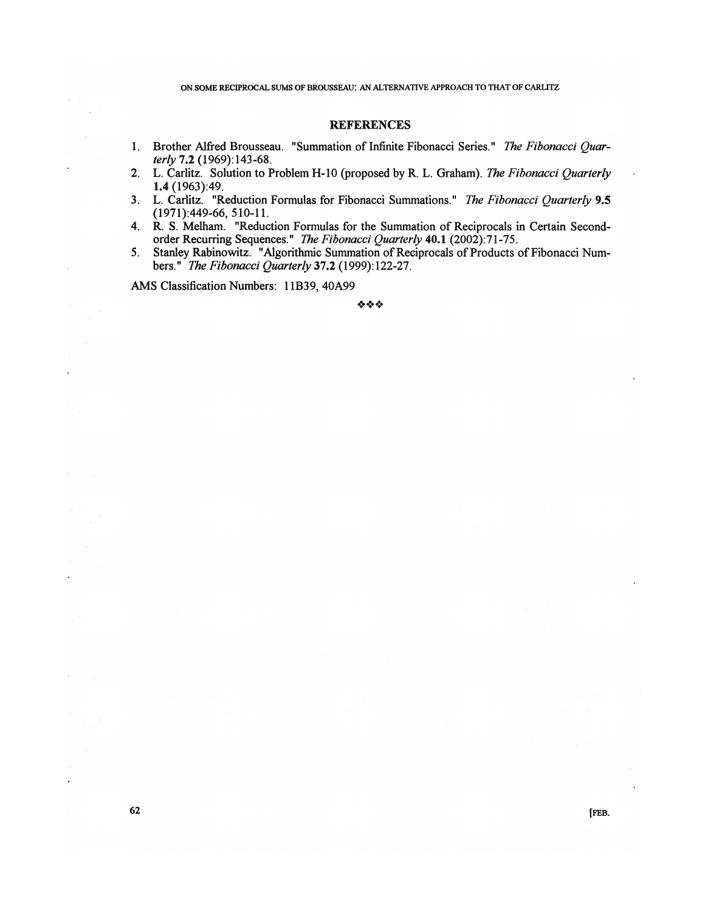## REFERENCES

1. Brother Alfred Brousseau. "Summation of Infinite Fibonacci Series." *The Fibonacci Quarterly* **7.2** (1969):143-68.
2. L. Carlitz. Solution to Problem H-10 (proposed by R. L. Graham). *The Fibonacci Quarterly* **1.4** (1963):49.
3. L. Carlitz. "Reduction Formulas for Fibonacci Summations." *The Fibonacci Quarterly* **9.5** (1971):449-66, 510-11.
4. R. S. Melham. "Reduction Formulas for the Summation of Reciprocals in Certain Second-order Recurring Sequences." *The Fibonacci Quarterly* **40.1** (2002):71-75.
5. Stanley Rabinowitz. "Algorithmic Summation of Reciprocals of Products of Fibonacci Numbers." *The Fibonacci Quarterly* **37.2** (1999):122-27.

AMS Classification Numbers: 11B39, 40A99

❖❖❖